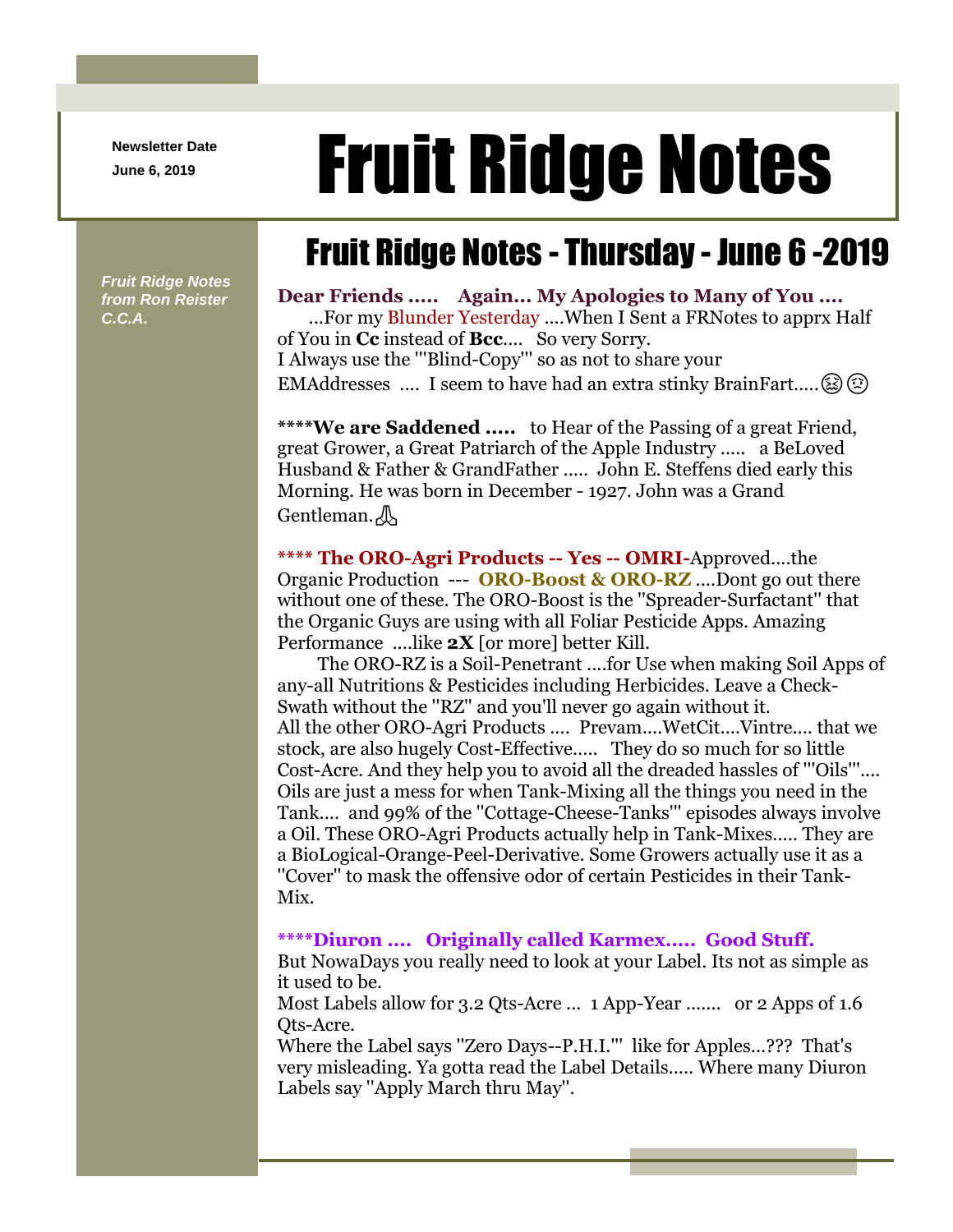Newsletter Date
June 6, 2019

# Fruit Ridge Notes

*Fruit Ridge Notes from Ron Reister C.C.A.*

## Fruit Ridge Notes - Thursday - June 6 -2019

**Dear Friends ..... Again... My Apologies to Many of You ....**
...For my Blunder Yesterday ....When I Sent a FRNotes to apprx Half of You in **Cc** instead of **Bcc**.... So very Sorry.
I Always use the '''Blind-Copy''' so as not to share your EMAddresses .... I seem to have had an extra stinky BrainFart.....😫☹️

****__We are Saddened .....__ to Hear of the Passing of a great Friend, great Grower, a Great Patriarch of the Apple Industry ..... a BeLoved Husband & Father & GrandFather ..... John E. Steffens died early this Morning. He was born in December - 1927. John was a Grand Gentleman.🙏

**\*\*\*\* The ORO-Agri Products -- Yes -- OMRI-**Approved....the Organic Production --- **ORO-Boost & ORO-RZ** ....Dont go out there without one of these. The ORO-Boost is the "Spreader-Surfactant" that the Organic Guys are using with all Foliar Pesticide Apps. Amazing Performance ....like **2X** [or more] better Kill.
The ORO-RZ is a Soil-Penetrant ....for Use when making Soil Apps of any-all Nutritions & Pesticides including Herbicides. Leave a Check-Swath without the "RZ" and you'll never go again without it.
All the other ORO-Agri Products .... Prevam....WetCit....Vintre.... that we stock, are also hugely Cost-Effective..... They do so much for so little Cost-Acre. And they help you to avoid all the dreaded hassles of '''Oils'''.... Oils are just a mess for when Tank-Mixing all the things you need in the Tank.... and 99% of the "Cottage-Cheese-Tanks'" episodes always involve a Oil. These ORO-Agri Products actually help in Tank-Mixes..... They are a BioLogical-Orange-Peel-Derivative. Some Growers actually use it as a "Cover" to mask the offensive odor of certain Pesticides in their Tank-Mix.

**\*\*\*\*Diuron .... Originally called Karmex..... Good Stuff.**
But NowaDays you really need to look at your Label. Its not as simple as it used to be.
Most Labels allow for 3.2 Qts-Acre ... 1 App-Year ....... or 2 Apps of 1.6 Qts-Acre.
Where the Label says "Zero Days--P.H.I.'" like for Apples...??? That's very misleading. Ya gotta read the Label Details..... Where many Diuron Labels say "Apply March thru May".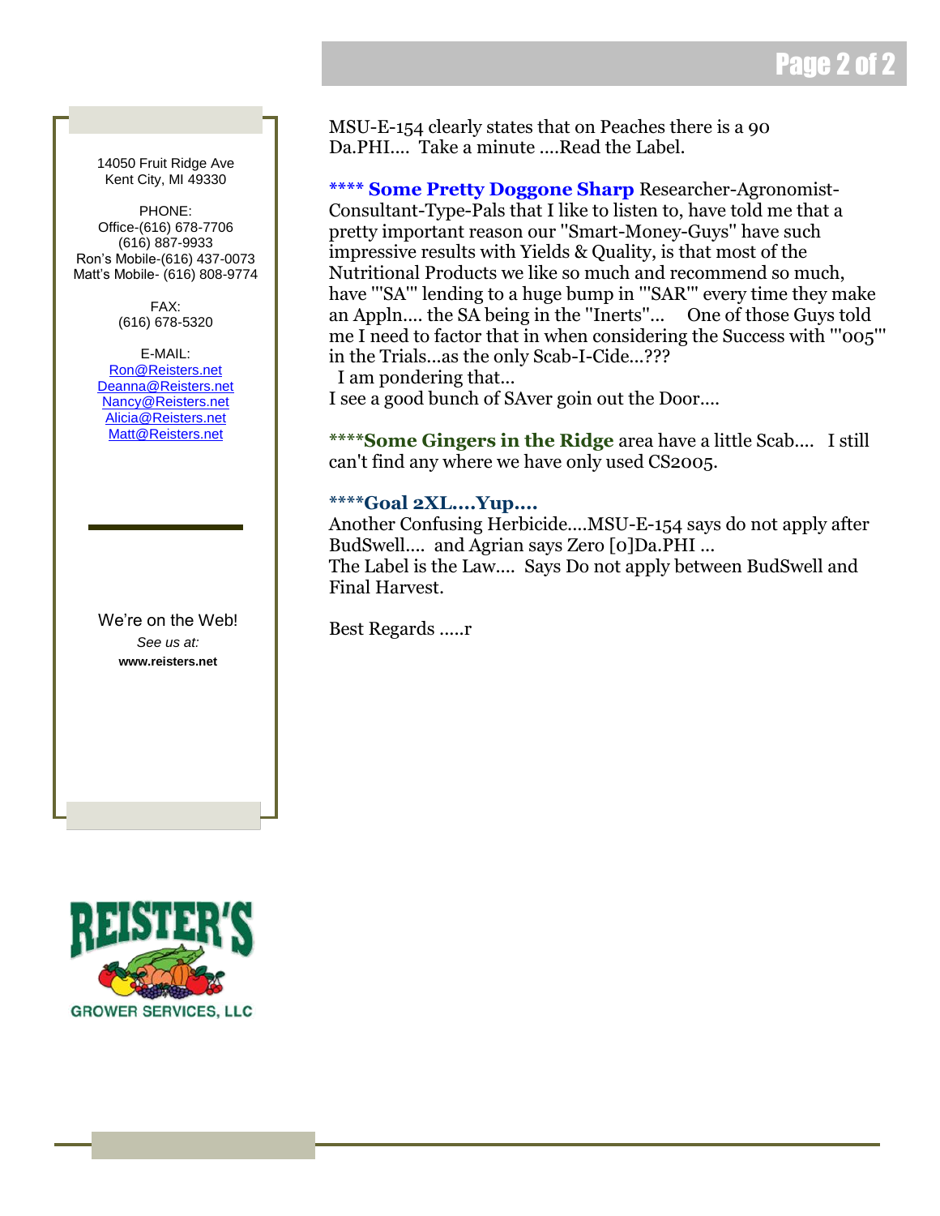14050 Fruit Ridge Ave
Kent City, MI 49330

PHONE:
Office-(616) 678-7706
(616) 887-9933
Ron's Mobile-(616) 437-0073
Matt's Mobile- (616) 808-9774

FAX:
(616) 678-5320

E-MAIL:
Ron@Reisters.net
Deanna@Reisters.net
Nancy@Reisters.net
Alicia@Reisters.net
Matt@Reisters.net

We're on the Web!
*See us at:*
**www.reisters.net**

REISTER'S
GROWER SERVICES, LLC

MSU-E-154 clearly states that on Peaches there is a 90 Da.PHI.... Take a minute ....Read the Label.

**\*\*\*\* Some Pretty Doggone Sharp** Researcher-Agronomist-Consultant-Type-Pals that I like to listen to, have told me that a pretty important reason our "Smart-Money-Guys" have such impressive results with Yields & Quality, is that most of the Nutritional Products we like so much and recommend so much, have '"SA"' lending to a huge bump in '"SAR"' every time they make an Appln.... the SA being in the "Inerts"... One of those Guys told me I need to factor that in when considering the Success with '"005"' in the Trials...as the only Scab-I-Cide...???
I am pondering that...
I see a good bunch of SAver goin out the Door....

**\*\*\*\*Some Gingers in the Ridge** area have a little Scab.... I still can't find any where we have only used CS2005.

**\*\*\*\*Goal 2XL....Yup....**
Another Confusing Herbicide....MSU-E-154 says do not apply after BudSwell.... and Agrian says Zero [0]Da.PHI ...
The Label is the Law.... Says Do not apply between BudSwell and Final Harvest.

Best Regards .....r